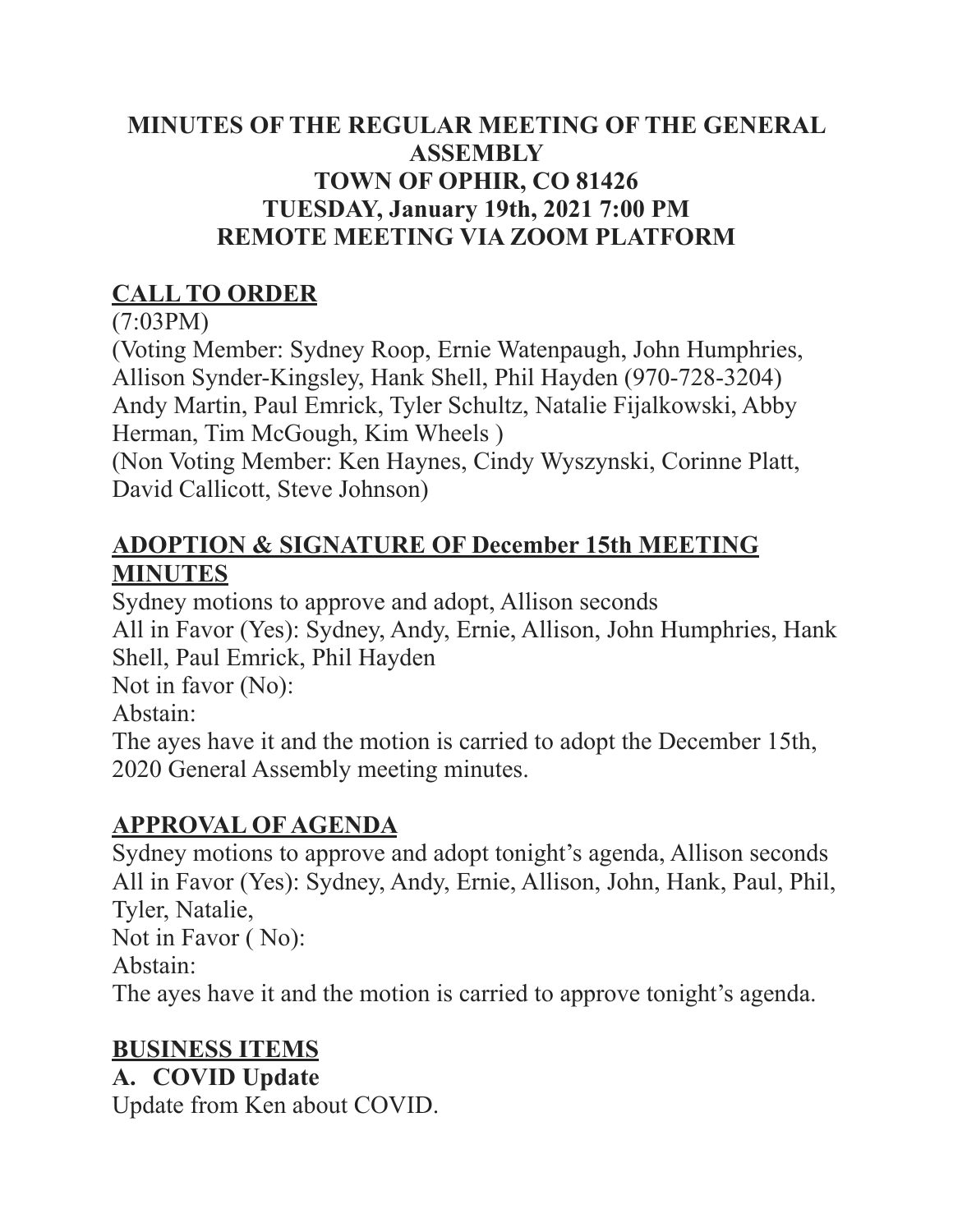# MINUTES OF THE REGULAR MEETING OF THE GENERAL ASSEMBLY
# TOWN OF OPHIR, CO 81426
# TUESDAY, January 19th, 2021 7:00 PM
# REMOTE MEETING VIA ZOOM PLATFORM

## CALL TO ORDER

(7:03PM)

(Voting Member: Sydney Roop, Ernie Watenpaugh, John Humphries, Allison Synder-Kingsley, Hank Shell, Phil Hayden (970-728-3204) Andy Martin, Paul Emrick, Tyler Schultz, Natalie Fijalkowski, Abby Herman, Tim McGough, Kim Wheels )

(Non Voting Member: Ken Haynes, Cindy Wyszynski, Corinne Platt, David Callicott, Steve Johnson)

## ADOPTION & SIGNATURE OF December 15th MEETING MINUTES

Sydney motions to approve and adopt, Allison seconds

All in Favor (Yes): Sydney, Andy, Ernie, Allison, John Humphries, Hank Shell, Paul Emrick, Phil Hayden

Not in favor (No):

Abstain:

The ayes have it and the motion is carried to adopt the December 15th, 2020 General Assembly meeting minutes.

## APPROVAL OF AGENDA

Sydney motions to approve and adopt tonight's agenda, Allison seconds

All in Favor (Yes): Sydney, Andy, Ernie, Allison, John, Hank, Paul, Phil, Tyler, Natalie,

Not in Favor ( No):

Abstain:

The ayes have it and the motion is carried to approve tonight's agenda.

## BUSINESS ITEMS

### A. COVID Update

Update from Ken about COVID.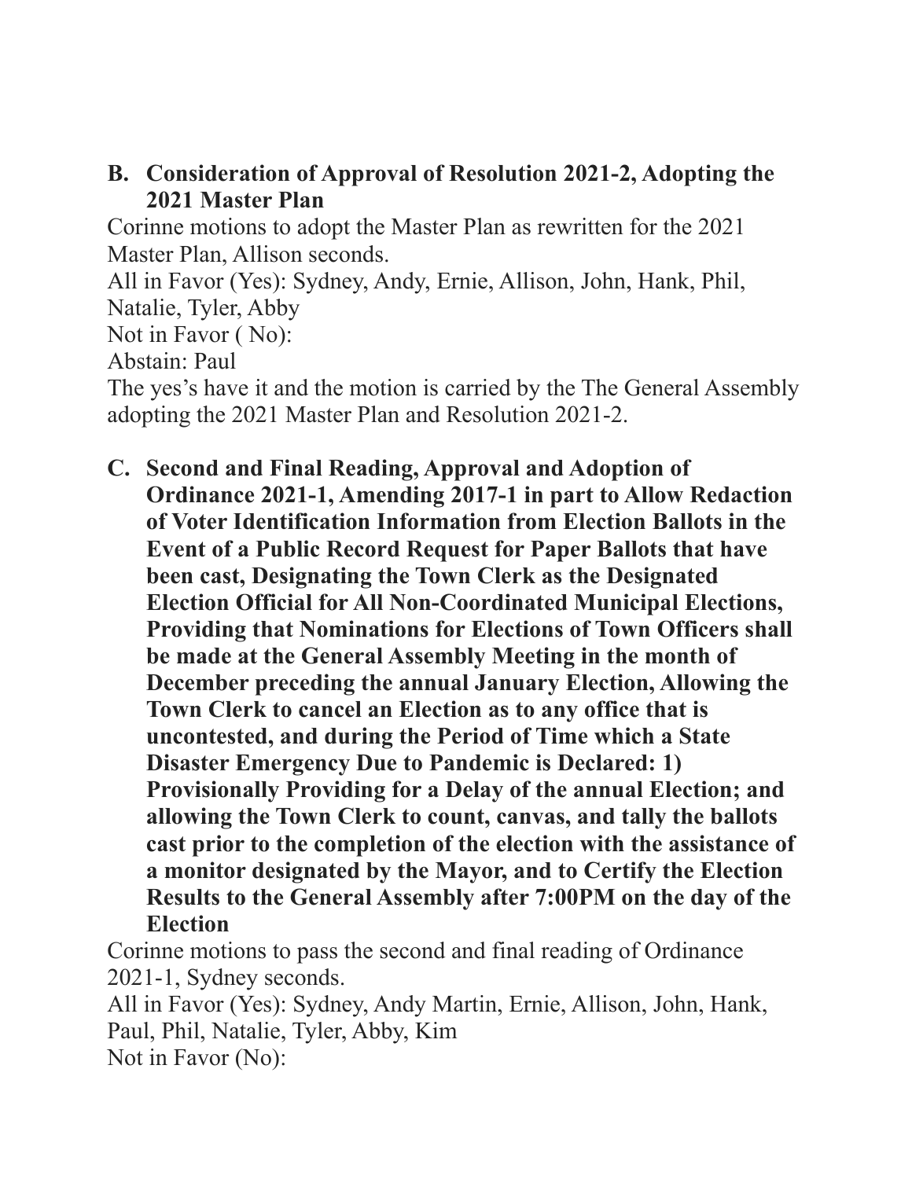**B. Consideration of Approval of Resolution 2021-2, Adopting the 2021 Master Plan**

Corinne motions to adopt the Master Plan as rewritten for the 2021 Master Plan, Allison seconds.

All in Favor (Yes): Sydney, Andy, Ernie, Allison, John, Hank, Phil, Natalie, Tyler, Abby

Not in Favor ( No):

Abstain: Paul

The yes's have it and the motion is carried by the The General Assembly adopting the 2021 Master Plan and Resolution 2021-2.

**C. Second and Final Reading, Approval and Adoption of Ordinance 2021-1, Amending 2017-1 in part to Allow Redaction of Voter Identification Information from Election Ballots in the Event of a Public Record Request for Paper Ballots that have been cast, Designating the Town Clerk as the Designated Election Official for All Non-Coordinated Municipal Elections, Providing that Nominations for Elections of Town Officers shall be made at the General Assembly Meeting in the month of December preceding the annual January Election, Allowing the Town Clerk to cancel an Election as to any office that is uncontested, and during the Period of Time which a State Disaster Emergency Due to Pandemic is Declared: 1) Provisionally Providing for a Delay of the annual Election; and allowing the Town Clerk to count, canvas, and tally the ballots cast prior to the completion of the election with the assistance of a monitor designated by the Mayor, and to Certify the Election Results to the General Assembly after 7:00PM on the day of the Election**

Corinne motions to pass the second and final reading of Ordinance 2021-1, Sydney seconds.

All in Favor (Yes): Sydney, Andy Martin, Ernie, Allison, John, Hank, Paul, Phil, Natalie, Tyler, Abby, Kim

Not in Favor (No):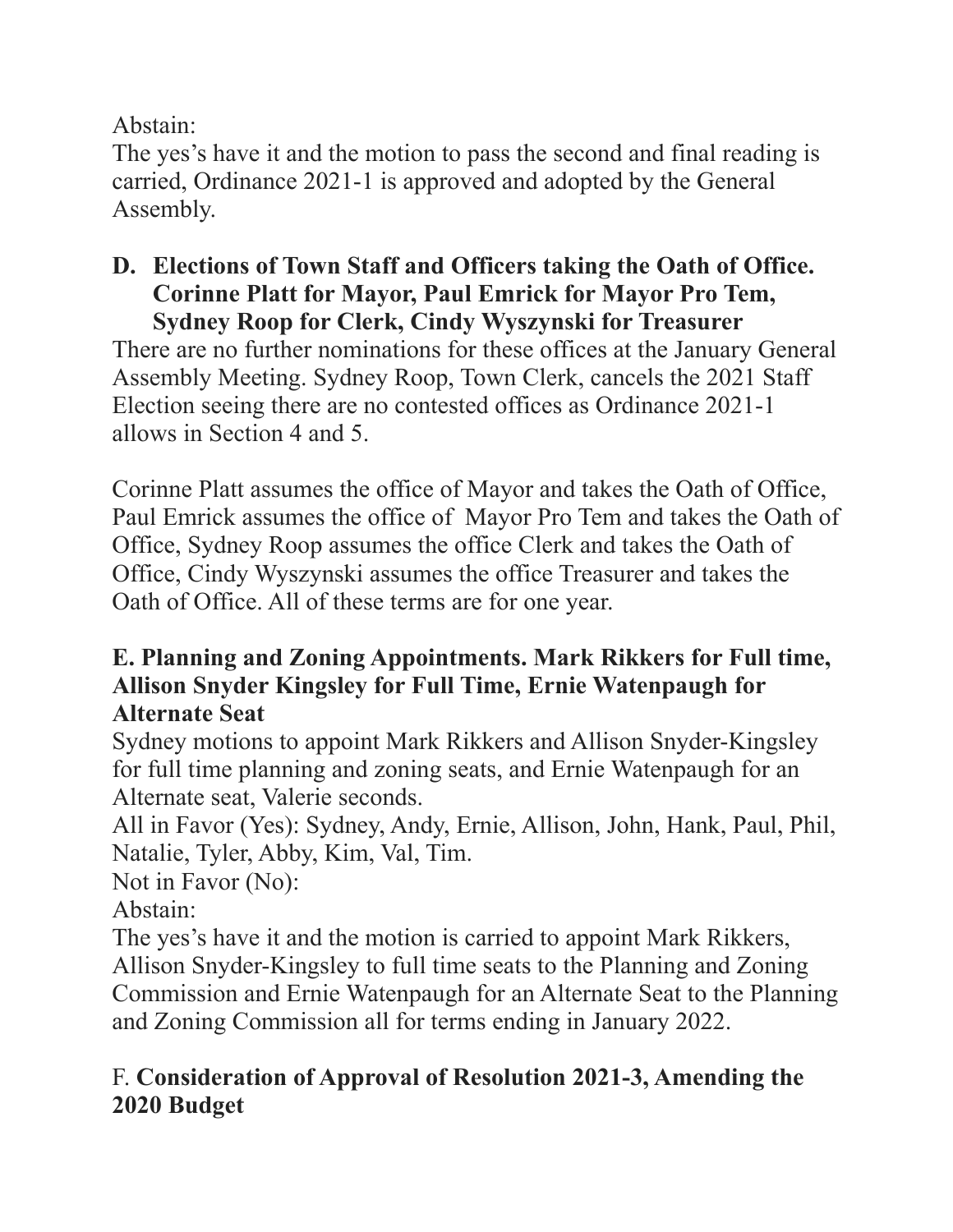Abstain:

The yes's have it and the motion to pass the second and final reading is carried, Ordinance 2021-1 is approved and adopted by the General Assembly.

**D. Elections of Town Staff and Officers taking the Oath of Office. Corinne Platt for Mayor, Paul Emrick for Mayor Pro Tem, Sydney Roop for Clerk, Cindy Wyszynski for Treasurer**

There are no further nominations for these offices at the January General Assembly Meeting. Sydney Roop, Town Clerk, cancels the 2021 Staff Election seeing there are no contested offices as Ordinance 2021-1 allows in Section 4 and 5.

Corinne Platt assumes the office of Mayor and takes the Oath of Office, Paul Emrick assumes the office of Mayor Pro Tem and takes the Oath of Office, Sydney Roop assumes the office Clerk and takes the Oath of Office, Cindy Wyszynski assumes the office Treasurer and takes the Oath of Office. All of these terms are for one year.

**E. Planning and Zoning Appointments. Mark Rikkers for Full time, Allison Snyder Kingsley for Full Time, Ernie Watenpaugh for Alternate Seat**

Sydney motions to appoint Mark Rikkers and Allison Snyder-Kingsley for full time planning and zoning seats, and Ernie Watenpaugh for an Alternate seat, Valerie seconds.

All in Favor (Yes): Sydney, Andy, Ernie, Allison, John, Hank, Paul, Phil, Natalie, Tyler, Abby, Kim, Val, Tim.

Not in Favor (No):

Abstain:

The yes's have it and the motion is carried to appoint Mark Rikkers, Allison Snyder-Kingsley to full time seats to the Planning and Zoning Commission and Ernie Watenpaugh for an Alternate Seat to the Planning and Zoning Commission all for terms ending in January 2022.

F. **Consideration of Approval of Resolution 2021-3, Amending the 2020 Budget**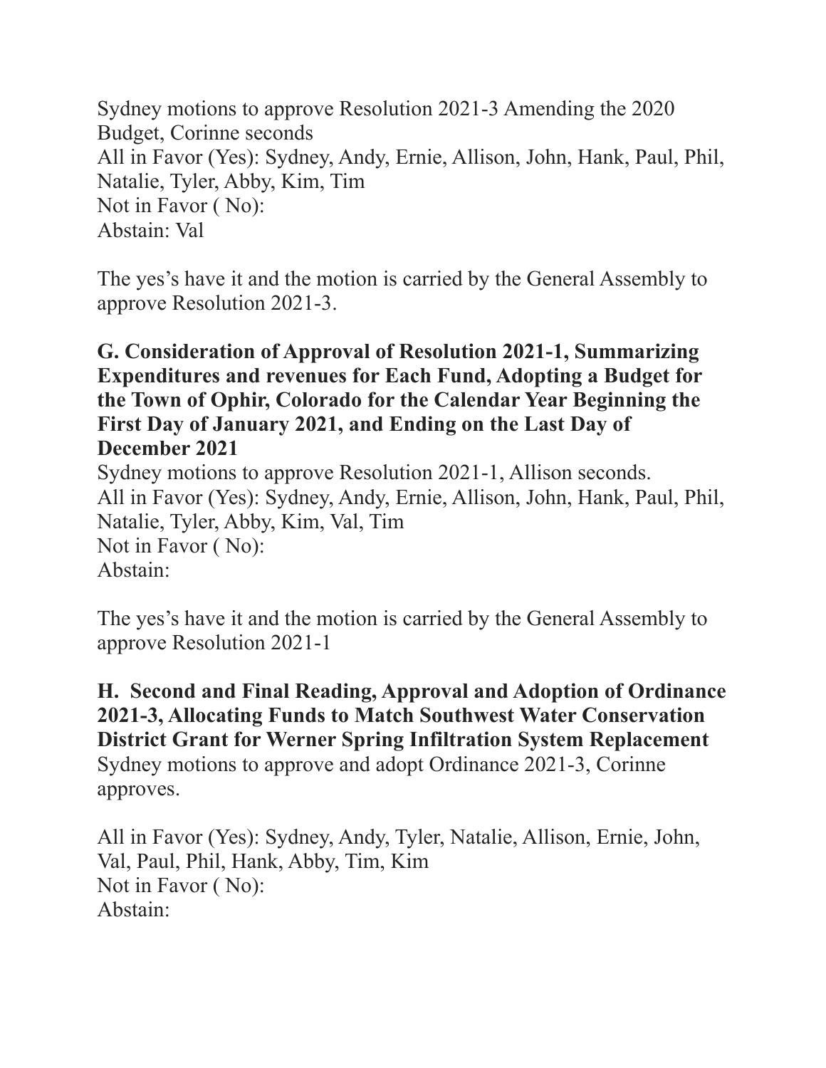Sydney motions to approve Resolution 2021-3 Amending the 2020 Budget, Corinne seconds
All in Favor (Yes): Sydney, Andy, Ernie, Allison, John, Hank, Paul, Phil, Natalie, Tyler, Abby, Kim, Tim
Not in Favor ( No):
Abstain: Val

The yes's have it and the motion is carried by the General Assembly to approve Resolution 2021-3.

**G. Consideration of Approval of Resolution 2021-1, Summarizing Expenditures and revenues for Each Fund, Adopting a Budget for the Town of Ophir, Colorado for the Calendar Year Beginning the First Day of January 2021, and Ending on the Last Day of December 2021**
Sydney motions to approve Resolution 2021-1, Allison seconds.
All in Favor (Yes): Sydney, Andy, Ernie, Allison, John, Hank, Paul, Phil, Natalie, Tyler, Abby, Kim, Val, Tim
Not in Favor ( No):
Abstain:

The yes's have it and the motion is carried by the General Assembly to approve Resolution 2021-1

**H. Second and Final Reading, Approval and Adoption of Ordinance 2021-3, Allocating Funds to Match Southwest Water Conservation District Grant for Werner Spring Infiltration System Replacement**
Sydney motions to approve and adopt Ordinance 2021-3, Corinne approves.

All in Favor (Yes): Sydney, Andy, Tyler, Natalie, Allison, Ernie, John, Val, Paul, Phil, Hank, Abby, Tim, Kim
Not in Favor ( No):
Abstain: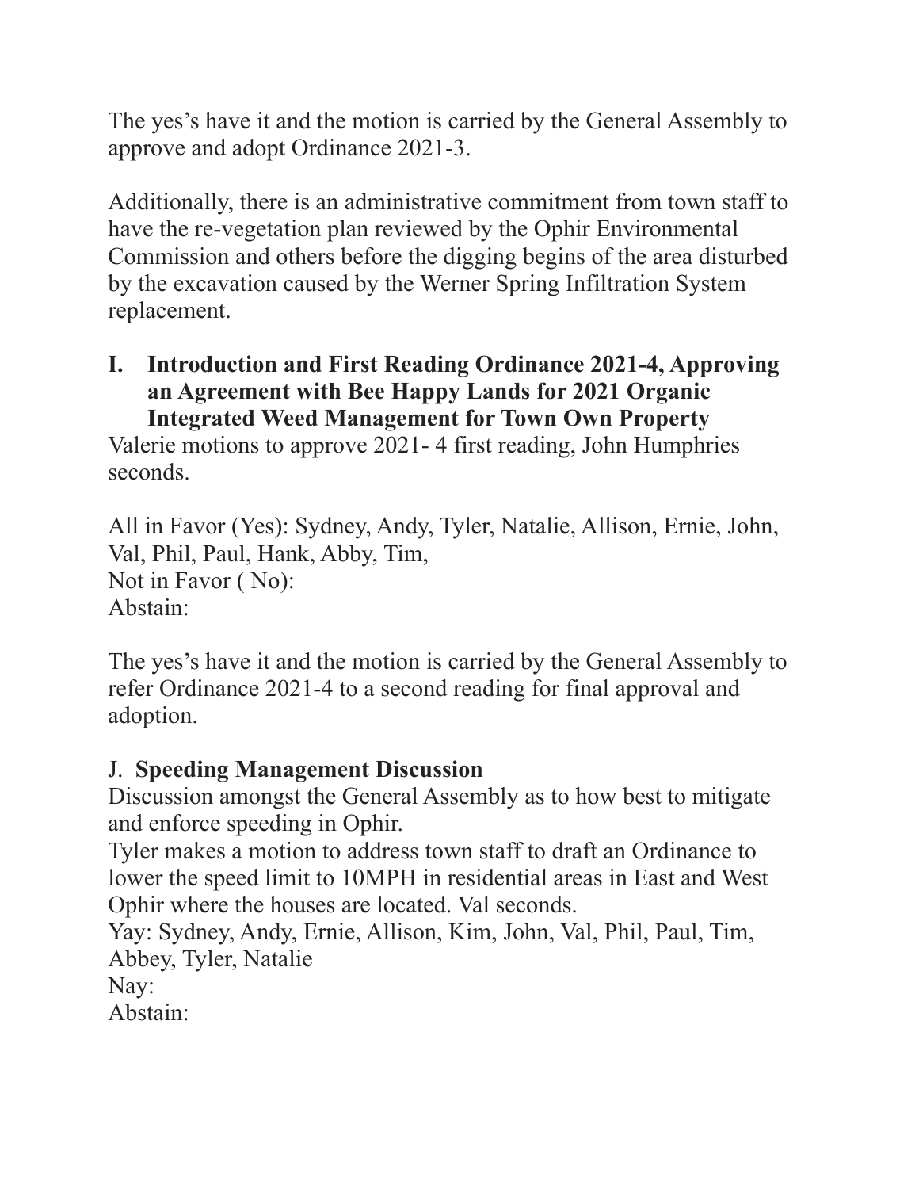The yes's have it and the motion is carried by the General Assembly to approve and adopt Ordinance 2021-3.

Additionally, there is an administrative commitment from town staff to have the re-vegetation plan reviewed by the Ophir Environmental Commission and others before the digging begins of the area disturbed by the excavation caused by the Werner Spring Infiltration System replacement.

**I. Introduction and First Reading Ordinance 2021-4, Approving an Agreement with Bee Happy Lands for 2021 Organic Integrated Weed Management for Town Own Property**

Valerie motions to approve 2021- 4 first reading, John Humphries seconds.

All in Favor (Yes): Sydney, Andy, Tyler, Natalie, Allison, Ernie, John, Val, Phil, Paul, Hank, Abby, Tim,
Not in Favor ( No):
Abstain:

The yes's have it and the motion is carried by the General Assembly to refer Ordinance 2021-4 to a second reading for final approval and adoption.

J. **Speeding Management Discussion**

Discussion amongst the General Assembly as to how best to mitigate and enforce speeding in Ophir.
Tyler makes a motion to address town staff to draft an Ordinance to lower the speed limit to 10MPH in residential areas in East and West Ophir where the houses are located. Val seconds.
Yay: Sydney, Andy, Ernie, Allison, Kim, John, Val, Phil, Paul, Tim, Abbey, Tyler, Natalie
Nay:
Abstain: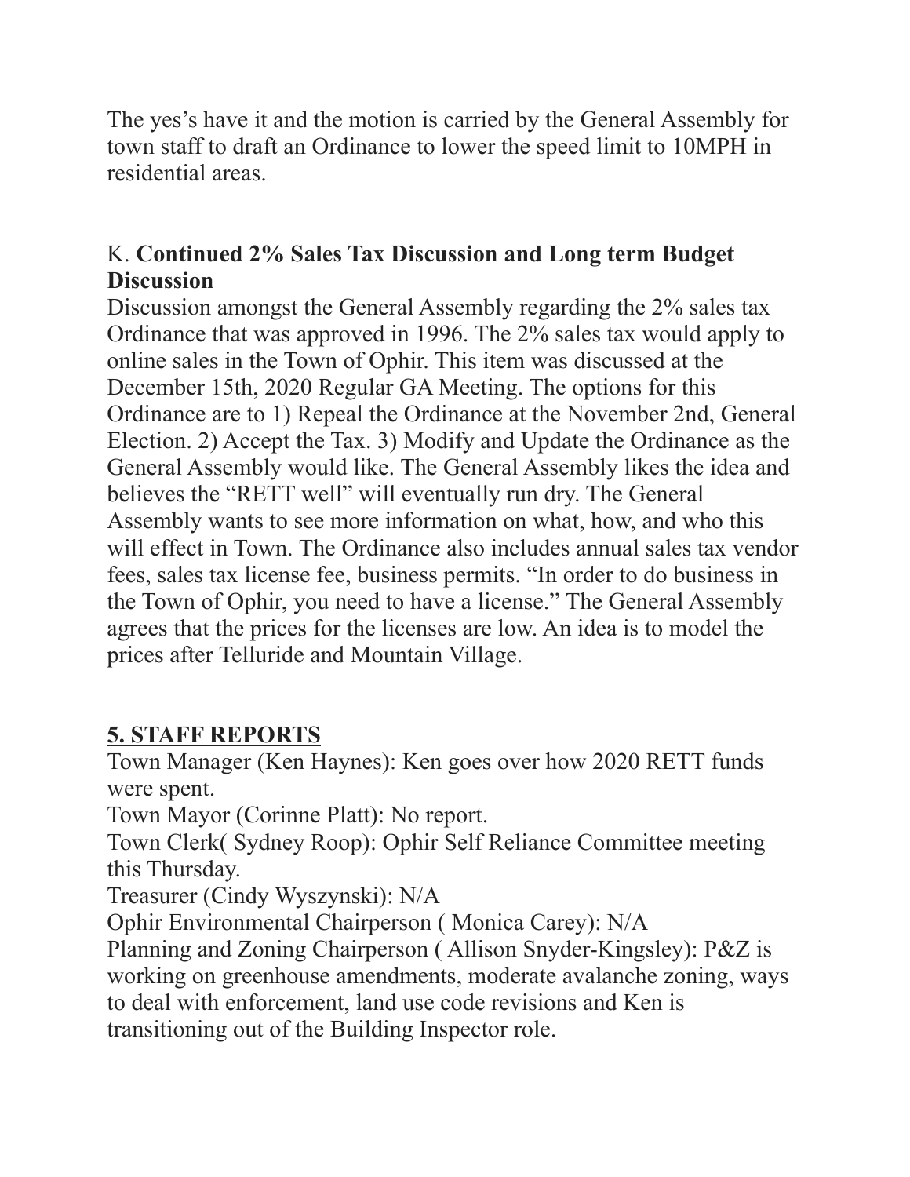The yes's have it and the motion is carried by the General Assembly for town staff to draft an Ordinance to lower the speed limit to 10MPH in residential areas.

### K. **Continued 2% Sales Tax Discussion and Long term Budget Discussion**

Discussion amongst the General Assembly regarding the 2% sales tax Ordinance that was approved in 1996. The 2% sales tax would apply to online sales in the Town of Ophir. This item was discussed at the December 15th, 2020 Regular GA Meeting. The options for this Ordinance are to 1) Repeal the Ordinance at the November 2nd, General Election. 2) Accept the Tax. 3) Modify and Update the Ordinance as the General Assembly would like. The General Assembly likes the idea and believes the "RETT well" will eventually run dry. The General Assembly wants to see more information on what, how, and who this will effect in Town. The Ordinance also includes annual sales tax vendor fees, sales tax license fee, business permits. "In order to do business in the Town of Ophir, you need to have a license." The General Assembly agrees that the prices for the licenses are low. An idea is to model the prices after Telluride and Mountain Village.

## **5. STAFF REPORTS**

Town Manager (Ken Haynes): Ken goes over how 2020 RETT funds were spent.

Town Mayor (Corinne Platt): No report.

Town Clerk( Sydney Roop): Ophir Self Reliance Committee meeting this Thursday.

Treasurer (Cindy Wyszynski): N/A

Ophir Environmental Chairperson ( Monica Carey): N/A

Planning and Zoning Chairperson ( Allison Snyder-Kingsley): P&Z is working on greenhouse amendments, moderate avalanche zoning, ways to deal with enforcement, land use code revisions and Ken is transitioning out of the Building Inspector role.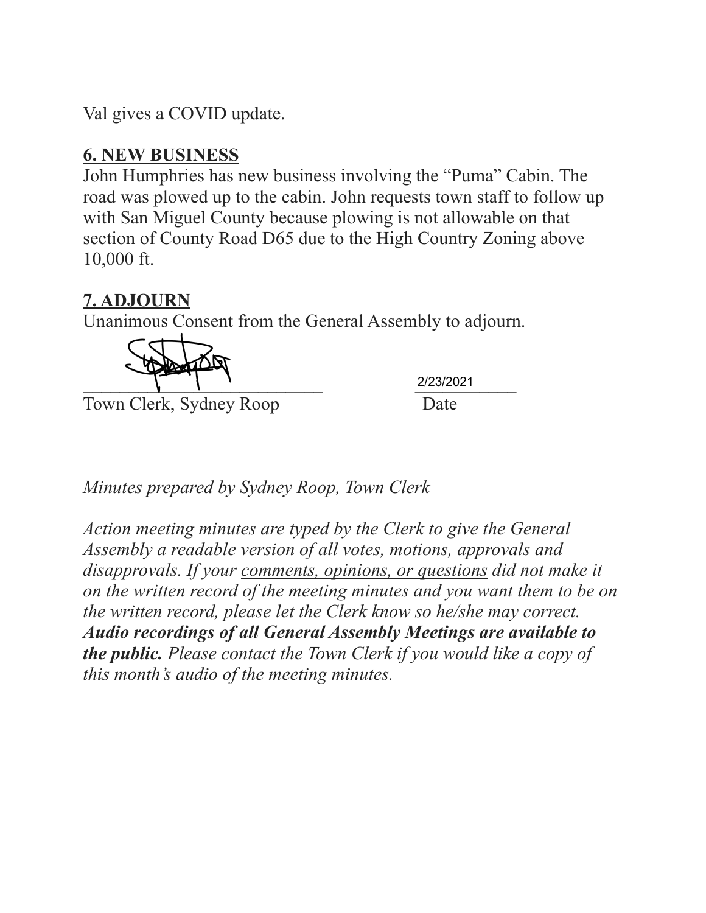Val gives a COVID update.

## 6. NEW BUSINESS

John Humphries has new business involving the "Puma" Cabin. The road was plowed up to the cabin. John requests town staff to follow up with San Miguel County because plowing is not allowable on that section of County Road D65 due to the High Country Zoning above 10,000 ft.

## 7. ADJOURN

Unanimous Consent from the General Assembly to adjourn.

_____________________________ 2/23/2021

Town Clerk, Sydney Roop Date

*Minutes prepared by Sydney Roop, Town Clerk*

*Action meeting minutes are typed by the Clerk to give the General Assembly a readable version of all votes, motions, approvals and disapprovals. If your comments, opinions, or questions did not make it on the written record of the meeting minutes and you want them to be on the written record, please let the Clerk know so he/she may correct.* ***Audio recordings of all General Assembly Meetings are available to the public.*** *Please contact the Town Clerk if you would like a copy of this month's audio of the meeting minutes.*